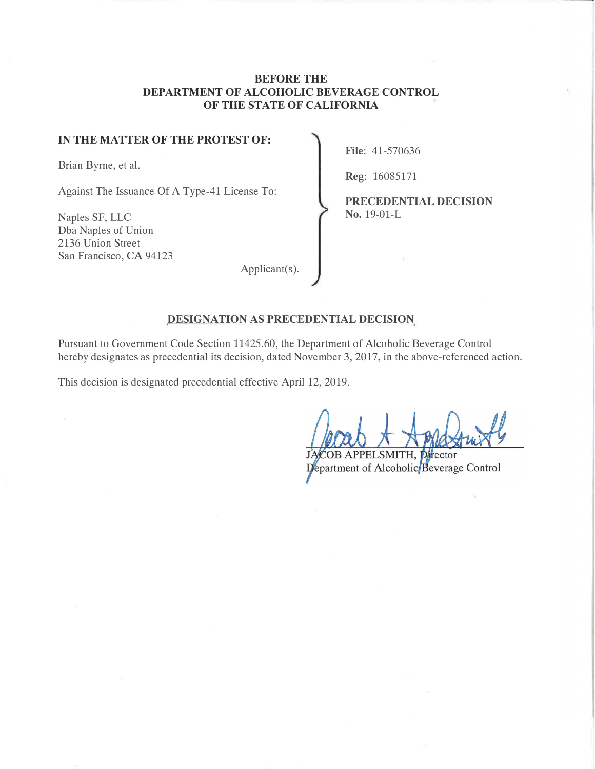**BEFORE THE**
**DEPARTMENT OF ALCOHOLIC BEVERAGE CONTROL**
**OF THE STATE OF CALIFORNIA**

**IN THE MATTER OF THE PROTEST OF:**

Brian Byrne, et al.

Against The Issuance Of A Type-41 License To:

Naples SF, LLC
Dba Naples of Union
2136 Union Street
San Francisco, CA 94123

Applicant(s).

**File**: 41-570636

**Reg**: 16085171

**PRECEDENTIAL DECISION**
**No.** 19-01-L

## DESIGNATION AS PRECEDENTIAL DECISION

Pursuant to Government Code Section 11425.60, the Department of Alcoholic Beverage Control hereby designates as precedential its decision, dated November 3, 2017, in the above-referenced action.

This decision is designated precedential effective April 12, 2019.

JACOB APPELSMITH, Director
Department of Alcoholic Beverage Control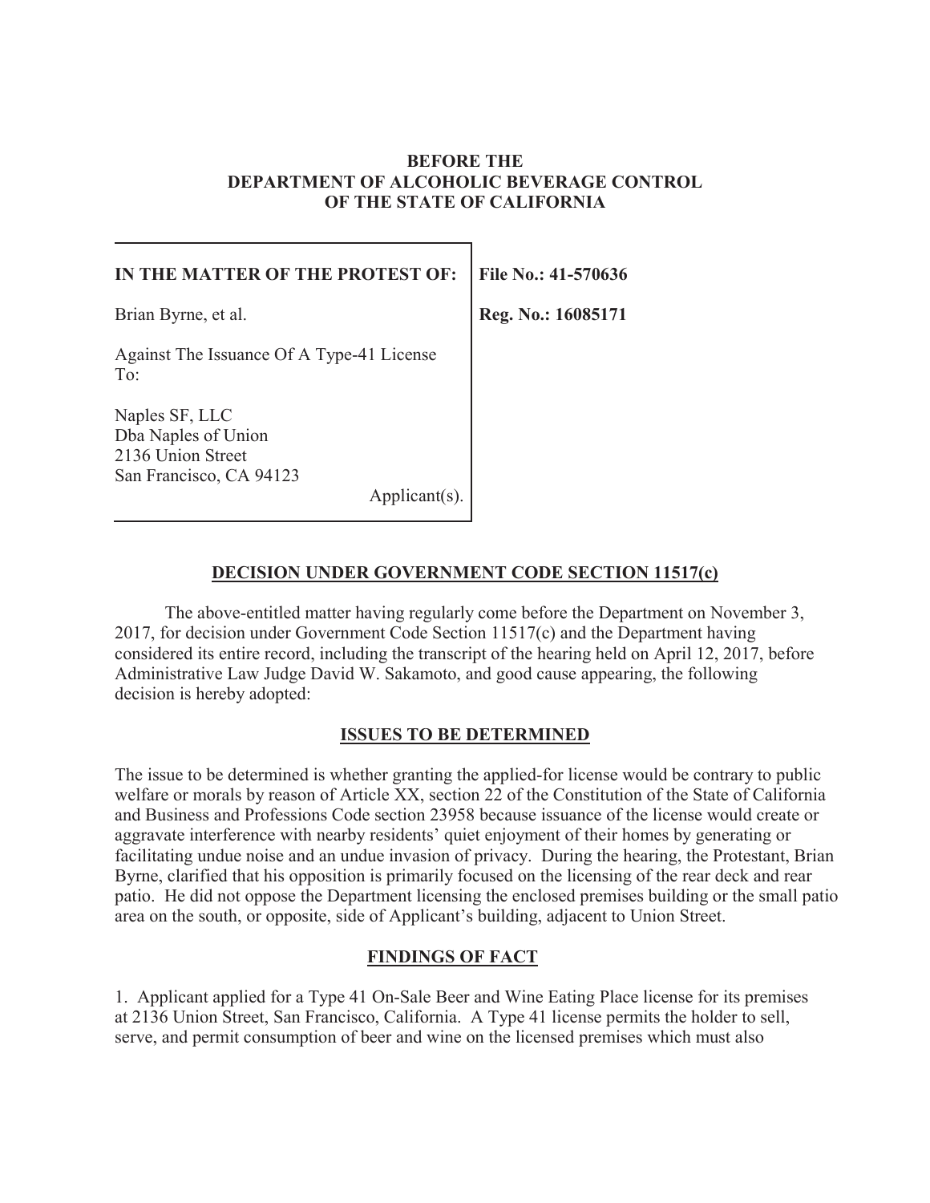**BEFORE THE**
**DEPARTMENT OF ALCOHOLIC BEVERAGE CONTROL**
**OF THE STATE OF CALIFORNIA**

| **IN THE MATTER OF THE PROTEST OF:**<br><br>Brian Byrne, et al.<br><br>Against The Issuance Of A Type-41 License To:<br><br>Naples SF, LLC<br>Dba Naples of Union<br>2136 Union Street<br>San Francisco, CA 94123<br>Applicant(s). | **File No.: 41-570636**<br><br>**Reg. No.: 16085171** |
|---|---|

## DECISION UNDER GOVERNMENT CODE SECTION 11517(c)

The above-entitled matter having regularly come before the Department on November 3, 2017, for decision under Government Code Section 11517(c) and the Department having considered its entire record, including the transcript of the hearing held on April 12, 2017, before Administrative Law Judge David W. Sakamoto, and good cause appearing, the following decision is hereby adopted:

## ISSUES TO BE DETERMINED

The issue to be determined is whether granting the applied-for license would be contrary to public welfare or morals by reason of Article XX, section 22 of the Constitution of the State of California and Business and Professions Code section 23958 because issuance of the license would create or aggravate interference with nearby residents' quiet enjoyment of their homes by generating or facilitating undue noise and an undue invasion of privacy. During the hearing, the Protestant, Brian Byrne, clarified that his opposition is primarily focused on the licensing of the rear deck and rear patio. He did not oppose the Department licensing the enclosed premises building or the small patio area on the south, or opposite, side of Applicant's building, adjacent to Union Street.

## FINDINGS OF FACT

1. Applicant applied for a Type 41 On-Sale Beer and Wine Eating Place license for its premises at 2136 Union Street, San Francisco, California. A Type 41 license permits the holder to sell, serve, and permit consumption of beer and wine on the licensed premises which must also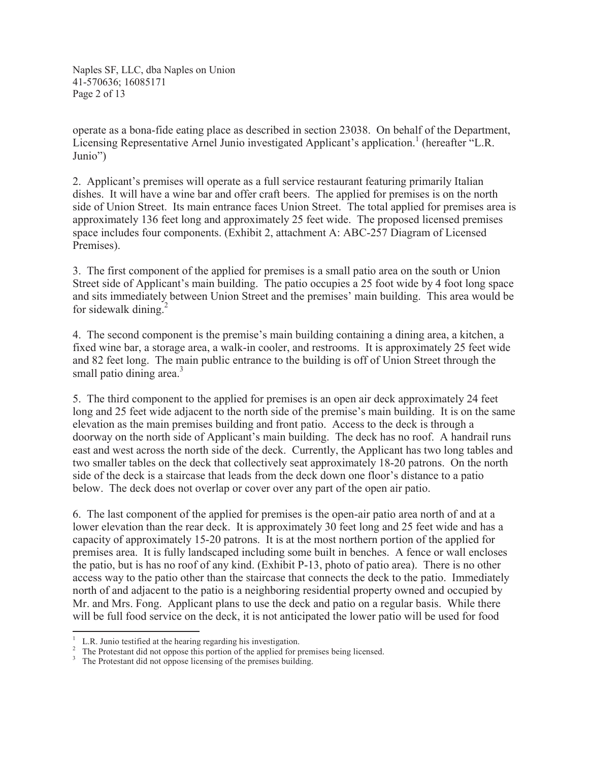operate as a bona-fide eating place as described in section 23038. On behalf of the Department, Licensing Representative Arnel Junio investigated Applicant's application.[1] (hereafter "L.R. Junio")

2. Applicant's premises will operate as a full service restaurant featuring primarily Italian dishes. It will have a wine bar and offer craft beers. The applied for premises is on the north side of Union Street. Its main entrance faces Union Street. The total applied for premises area is approximately 136 feet long and approximately 25 feet wide. The proposed licensed premises space includes four components. (Exhibit 2, attachment A: ABC-257 Diagram of Licensed Premises).

3. The first component of the applied for premises is a small patio area on the south or Union Street side of Applicant's main building. The patio occupies a 25 foot wide by 4 foot long space and sits immediately between Union Street and the premises' main building. This area would be for sidewalk dining.[2]

4. The second component is the premise's main building containing a dining area, a kitchen, a fixed wine bar, a storage area, a walk-in cooler, and restrooms. It is approximately 25 feet wide and 82 feet long. The main public entrance to the building is off of Union Street through the small patio dining area.[3]

5. The third component to the applied for premises is an open air deck approximately 24 feet long and 25 feet wide adjacent to the north side of the premise's main building. It is on the same elevation as the main premises building and front patio. Access to the deck is through a doorway on the north side of Applicant's main building. The deck has no roof. A handrail runs east and west across the north side of the deck. Currently, the Applicant has two long tables and two smaller tables on the deck that collectively seat approximately 18-20 patrons. On the north side of the deck is a staircase that leads from the deck down one floor's distance to a patio below. The deck does not overlap or cover over any part of the open air patio.

6. The last component of the applied for premises is the open-air patio area north of and at a lower elevation than the rear deck. It is approximately 30 feet long and 25 feet wide and has a capacity of approximately 15-20 patrons. It is at the most northern portion of the applied for premises area. It is fully landscaped including some built in benches. A fence or wall encloses the patio, but is has no roof of any kind. (Exhibit P-13, photo of patio area). There is no other access way to the patio other than the staircase that connects the deck to the patio. Immediately north of and adjacent to the patio is a neighboring residential property owned and occupied by Mr. and Mrs. Fong. Applicant plans to use the deck and patio on a regular basis. While there will be full food service on the deck, it is not anticipated the lower patio will be used for food

[1] L.R. Junio testified at the hearing regarding his investigation.

[2] The Protestant did not oppose this portion of the applied for premises being licensed.

[3] The Protestant did not oppose licensing of the premises building.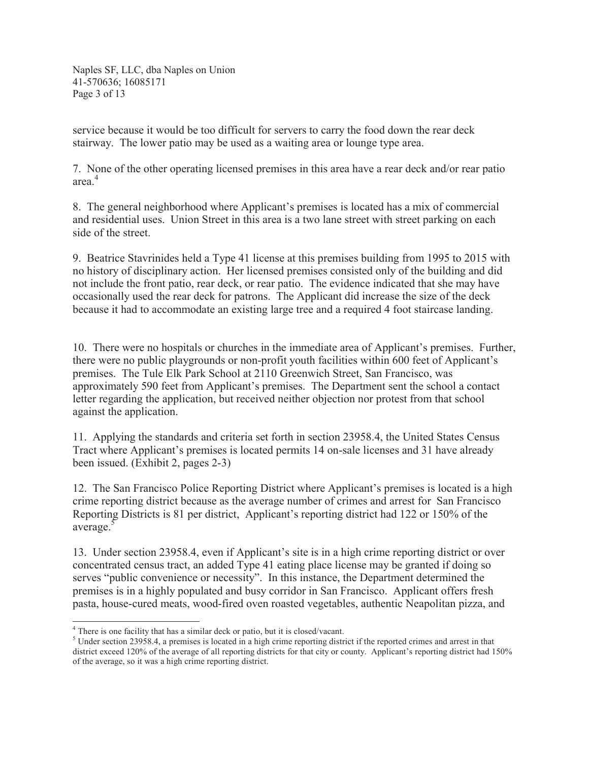service because it would be too difficult for servers to carry the food down the rear deck stairway. The lower patio may be used as a waiting area or lounge type area.

7. None of the other operating licensed premises in this area have a rear deck and/or rear patio area.[4]

8. The general neighborhood where Applicant's premises is located has a mix of commercial and residential uses. Union Street in this area is a two lane street with street parking on each side of the street.

9. Beatrice Stavrinides held a Type 41 license at this premises building from 1995 to 2015 with no history of disciplinary action. Her licensed premises consisted only of the building and did not include the front patio, rear deck, or rear patio. The evidence indicated that she may have occasionally used the rear deck for patrons. The Applicant did increase the size of the deck because it had to accommodate an existing large tree and a required 4 foot staircase landing.

10. There were no hospitals or churches in the immediate area of Applicant's premises. Further, there were no public playgrounds or non-profit youth facilities within 600 feet of Applicant's premises. The Tule Elk Park School at 2110 Greenwich Street, San Francisco, was approximately 590 feet from Applicant's premises. The Department sent the school a contact letter regarding the application, but received neither objection nor protest from that school against the application.

11. Applying the standards and criteria set forth in section 23958.4, the United States Census Tract where Applicant's premises is located permits 14 on-sale licenses and 31 have already been issued. (Exhibit 2, pages 2-3)

12. The San Francisco Police Reporting District where Applicant's premises is located is a high crime reporting district because as the average number of crimes and arrest for San Francisco Reporting Districts is 81 per district, Applicant's reporting district had 122 or 150% of the average.[5]

13. Under section 23958.4, even if Applicant's site is in a high crime reporting district or over concentrated census tract, an added Type 41 eating place license may be granted if doing so serves "public convenience or necessity". In this instance, the Department determined the premises is in a highly populated and busy corridor in San Francisco. Applicant offers fresh pasta, house-cured meats, wood-fired oven roasted vegetables, authentic Neapolitan pizza, and

---

[4] There is one facility that has a similar deck or patio, but it is closed/vacant.

[5] Under section 23958.4, a premises is located in a high crime reporting district if the reported crimes and arrest in that district exceed 120% of the average of all reporting districts for that city or county. Applicant's reporting district had 150% of the average, so it was a high crime reporting district.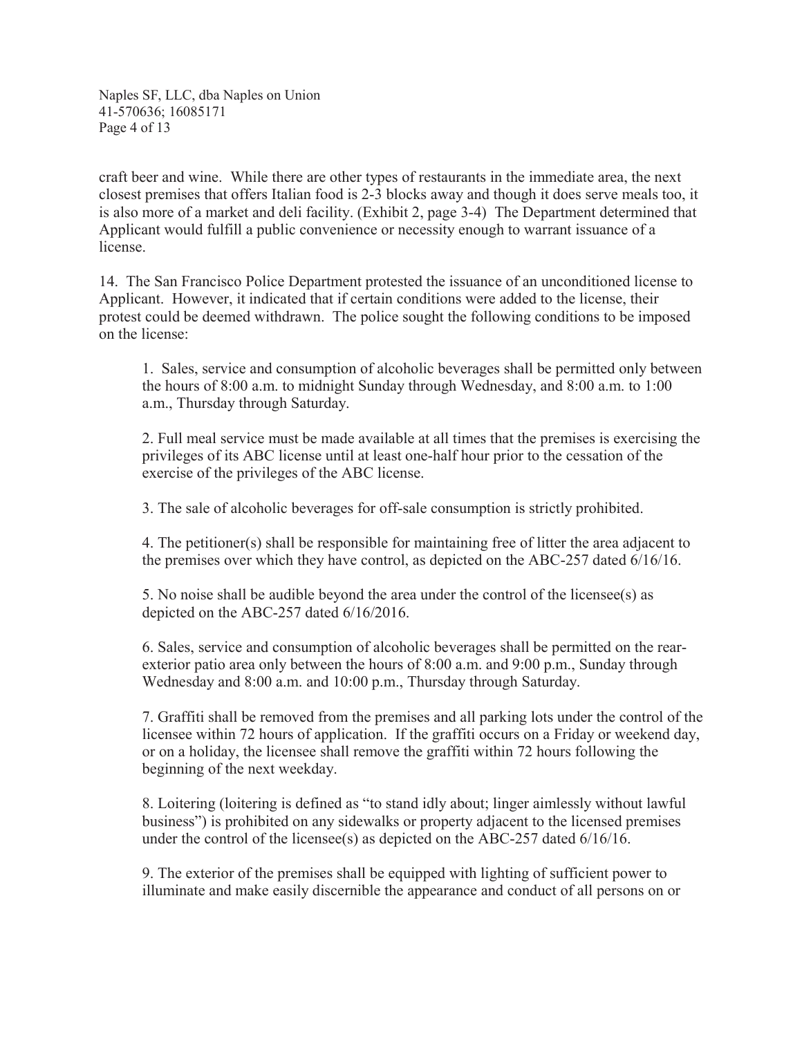craft beer and wine. While there are other types of restaurants in the immediate area, the next closest premises that offers Italian food is 2-3 blocks away and though it does serve meals too, it is also more of a market and deli facility. (Exhibit 2, page 3-4) The Department determined that Applicant would fulfill a public convenience or necessity enough to warrant issuance of a license.

14. The San Francisco Police Department protested the issuance of an unconditioned license to Applicant. However, it indicated that if certain conditions were added to the license, their protest could be deemed withdrawn. The police sought the following conditions to be imposed on the license:

> 1. Sales, service and consumption of alcoholic beverages shall be permitted only between the hours of 8:00 a.m. to midnight Sunday through Wednesday, and 8:00 a.m. to 1:00 a.m., Thursday through Saturday.
>
> 2. Full meal service must be made available at all times that the premises is exercising the privileges of its ABC license until at least one-half hour prior to the cessation of the exercise of the privileges of the ABC license.
>
> 3. The sale of alcoholic beverages for off-sale consumption is strictly prohibited.
>
> 4. The petitioner(s) shall be responsible for maintaining free of litter the area adjacent to the premises over which they have control, as depicted on the ABC-257 dated 6/16/16.
>
> 5. No noise shall be audible beyond the area under the control of the licensee(s) as depicted on the ABC-257 dated 6/16/2016.
>
> 6. Sales, service and consumption of alcoholic beverages shall be permitted on the rear-exterior patio area only between the hours of 8:00 a.m. and 9:00 p.m., Sunday through Wednesday and 8:00 a.m. and 10:00 p.m., Thursday through Saturday.
>
> 7. Graffiti shall be removed from the premises and all parking lots under the control of the licensee within 72 hours of application. If the graffiti occurs on a Friday or weekend day, or on a holiday, the licensee shall remove the graffiti within 72 hours following the beginning of the next weekday.
>
> 8. Loitering (loitering is defined as "to stand idly about; linger aimlessly without lawful business") is prohibited on any sidewalks or property adjacent to the licensed premises under the control of the licensee(s) as depicted on the ABC-257 dated 6/16/16.
>
> 9. The exterior of the premises shall be equipped with lighting of sufficient power to illuminate and make easily discernible the appearance and conduct of all persons on or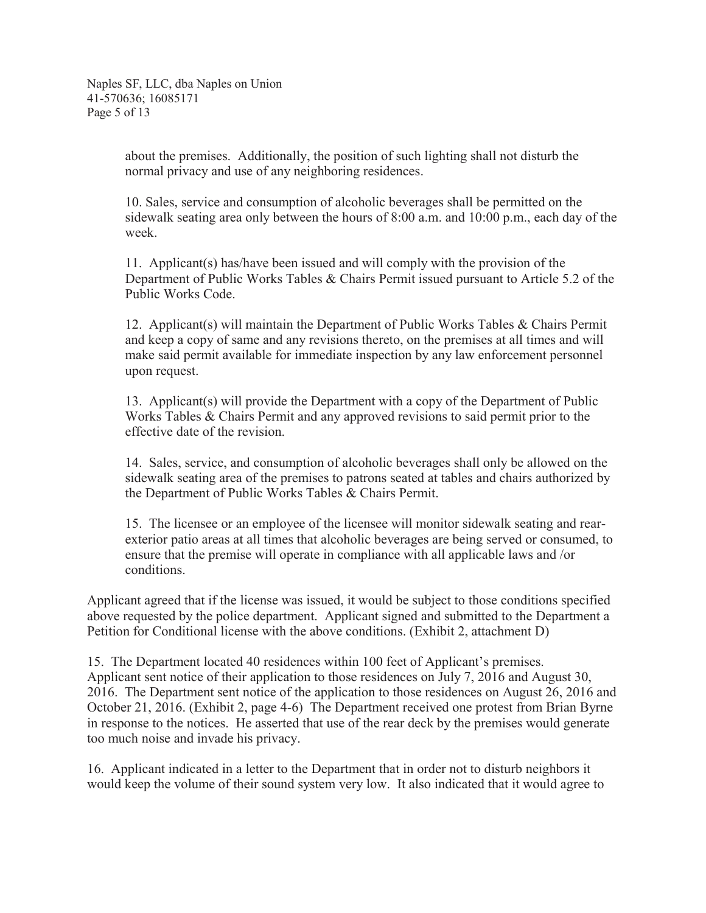about the premises. Additionally, the position of such lighting shall not disturb the normal privacy and use of any neighboring residences.

10. Sales, service and consumption of alcoholic beverages shall be permitted on the sidewalk seating area only between the hours of 8:00 a.m. and 10:00 p.m., each day of the week.

11. Applicant(s) has/have been issued and will comply with the provision of the Department of Public Works Tables & Chairs Permit issued pursuant to Article 5.2 of the Public Works Code.

12. Applicant(s) will maintain the Department of Public Works Tables & Chairs Permit and keep a copy of same and any revisions thereto, on the premises at all times and will make said permit available for immediate inspection by any law enforcement personnel upon request.

13. Applicant(s) will provide the Department with a copy of the Department of Public Works Tables & Chairs Permit and any approved revisions to said permit prior to the effective date of the revision.

14. Sales, service, and consumption of alcoholic beverages shall only be allowed on the sidewalk seating area of the premises to patrons seated at tables and chairs authorized by the Department of Public Works Tables & Chairs Permit.

15. The licensee or an employee of the licensee will monitor sidewalk seating and rear-exterior patio areas at all times that alcoholic beverages are being served or consumed, to ensure that the premise will operate in compliance with all applicable laws and /or conditions.

Applicant agreed that if the license was issued, it would be subject to those conditions specified above requested by the police department. Applicant signed and submitted to the Department a Petition for Conditional license with the above conditions. (Exhibit 2, attachment D)

15. The Department located 40 residences within 100 feet of Applicant's premises. Applicant sent notice of their application to those residences on July 7, 2016 and August 30, 2016. The Department sent notice of the application to those residences on August 26, 2016 and October 21, 2016. (Exhibit 2, page 4-6) The Department received one protest from Brian Byrne in response to the notices. He asserted that use of the rear deck by the premises would generate too much noise and invade his privacy.

16. Applicant indicated in a letter to the Department that in order not to disturb neighbors it would keep the volume of their sound system very low. It also indicated that it would agree to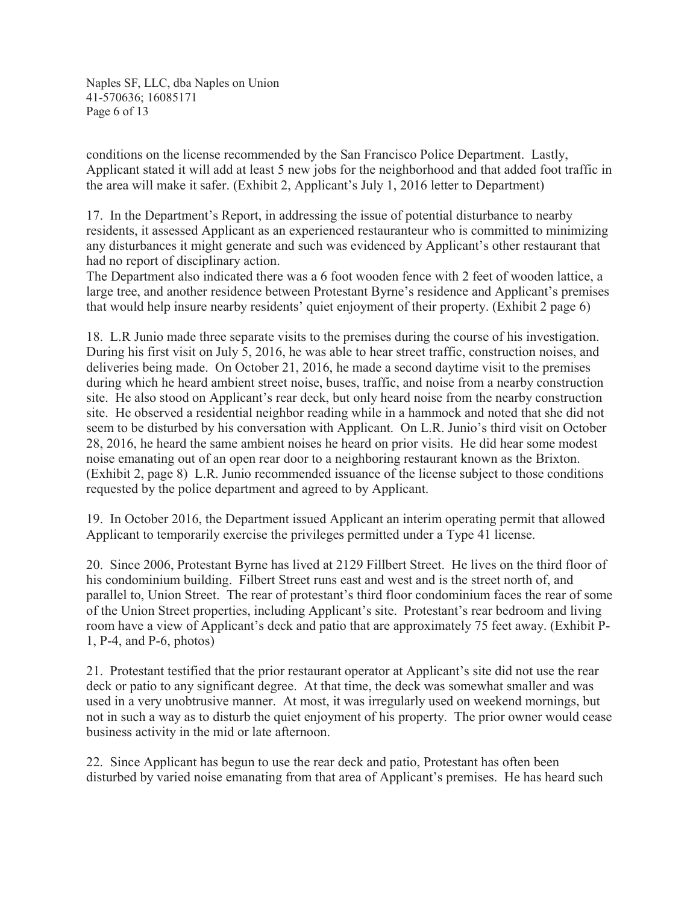conditions on the license recommended by the San Francisco Police Department. Lastly, Applicant stated it will add at least 5 new jobs for the neighborhood and that added foot traffic in the area will make it safer. (Exhibit 2, Applicant's July 1, 2016 letter to Department)

17. In the Department's Report, in addressing the issue of potential disturbance to nearby residents, it assessed Applicant as an experienced restauranteur who is committed to minimizing any disturbances it might generate and such was evidenced by Applicant's other restaurant that had no report of disciplinary action.
The Department also indicated there was a 6 foot wooden fence with 2 feet of wooden lattice, a large tree, and another residence between Protestant Byrne's residence and Applicant's premises that would help insure nearby residents' quiet enjoyment of their property. (Exhibit 2 page 6)

18. L.R Junio made three separate visits to the premises during the course of his investigation. During his first visit on July 5, 2016, he was able to hear street traffic, construction noises, and deliveries being made. On October 21, 2016, he made a second daytime visit to the premises during which he heard ambient street noise, buses, traffic, and noise from a nearby construction site. He also stood on Applicant's rear deck, but only heard noise from the nearby construction site. He observed a residential neighbor reading while in a hammock and noted that she did not seem to be disturbed by his conversation with Applicant. On L.R. Junio's third visit on October 28, 2016, he heard the same ambient noises he heard on prior visits. He did hear some modest noise emanating out of an open rear door to a neighboring restaurant known as the Brixton. (Exhibit 2, page 8) L.R. Junio recommended issuance of the license subject to those conditions requested by the police department and agreed to by Applicant.

19. In October 2016, the Department issued Applicant an interim operating permit that allowed Applicant to temporarily exercise the privileges permitted under a Type 41 license.

20. Since 2006, Protestant Byrne has lived at 2129 Fillbert Street. He lives on the third floor of his condominium building. Filbert Street runs east and west and is the street north of, and parallel to, Union Street. The rear of protestant's third floor condominium faces the rear of some of the Union Street properties, including Applicant's site. Protestant's rear bedroom and living room have a view of Applicant's deck and patio that are approximately 75 feet away. (Exhibit P-1, P-4, and P-6, photos)

21. Protestant testified that the prior restaurant operator at Applicant's site did not use the rear deck or patio to any significant degree. At that time, the deck was somewhat smaller and was used in a very unobtrusive manner. At most, it was irregularly used on weekend mornings, but not in such a way as to disturb the quiet enjoyment of his property. The prior owner would cease business activity in the mid or late afternoon.

22. Since Applicant has begun to use the rear deck and patio, Protestant has often been disturbed by varied noise emanating from that area of Applicant's premises. He has heard such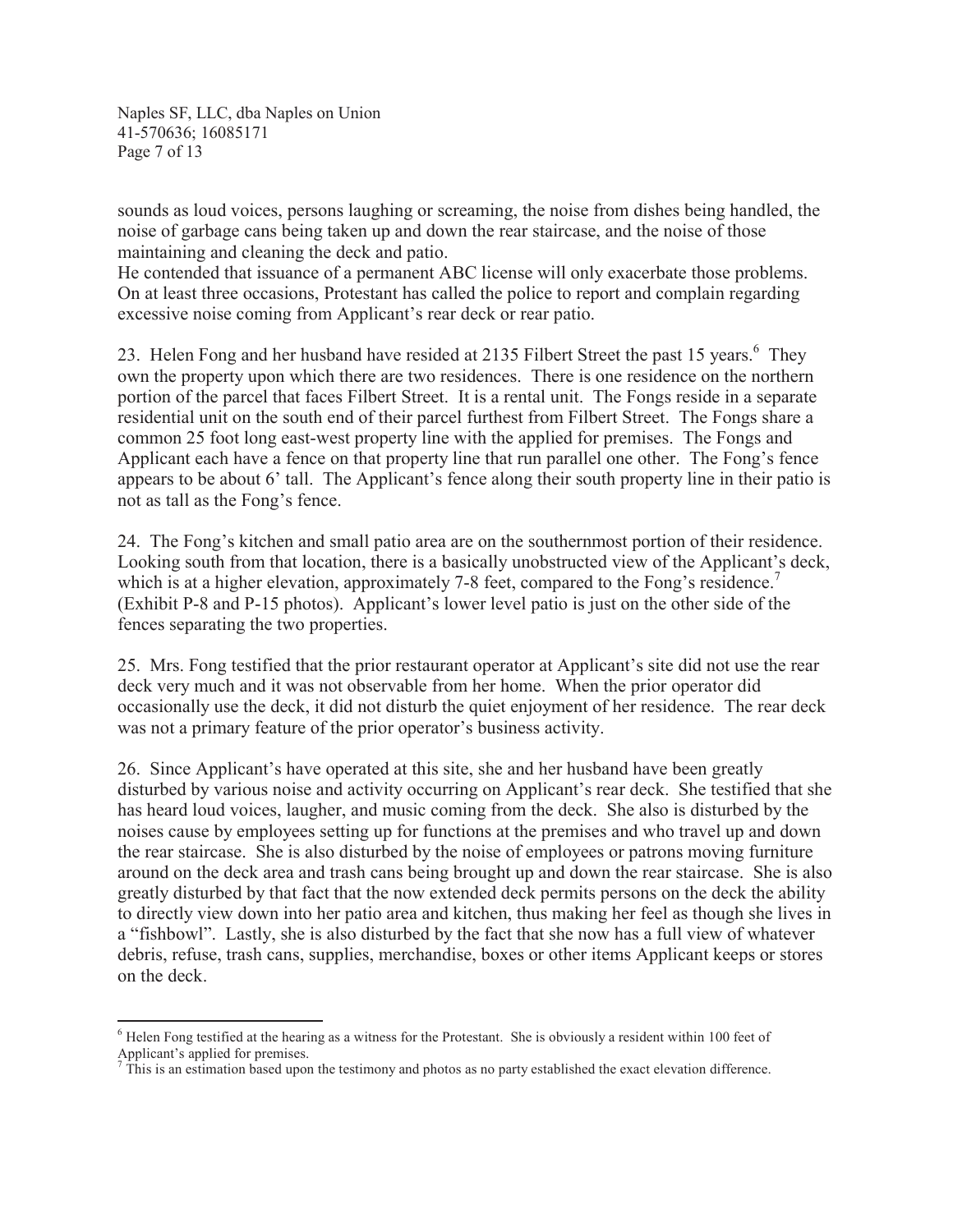sounds as loud voices, persons laughing or screaming, the noise from dishes being handled, the noise of garbage cans being taken up and down the rear staircase, and the noise of those maintaining and cleaning the deck and patio.
He contended that issuance of a permanent ABC license will only exacerbate those problems. On at least three occasions, Protestant has called the police to report and complain regarding excessive noise coming from Applicant's rear deck or rear patio.

23. Helen Fong and her husband have resided at 2135 Filbert Street the past 15 years.[6] They own the property upon which there are two residences. There is one residence on the northern portion of the parcel that faces Filbert Street. It is a rental unit. The Fongs reside in a separate residential unit on the south end of their parcel furthest from Filbert Street. The Fongs share a common 25 foot long east-west property line with the applied for premises. The Fongs and Applicant each have a fence on that property line that run parallel one other. The Fong's fence appears to be about 6' tall. The Applicant's fence along their south property line in their patio is not as tall as the Fong's fence.

24. The Fong's kitchen and small patio area are on the southernmost portion of their residence. Looking south from that location, there is a basically unobstructed view of the Applicant's deck, which is at a higher elevation, approximately 7-8 feet, compared to the Fong's residence.[7] (Exhibit P-8 and P-15 photos). Applicant's lower level patio is just on the other side of the fences separating the two properties.

25. Mrs. Fong testified that the prior restaurant operator at Applicant's site did not use the rear deck very much and it was not observable from her home. When the prior operator did occasionally use the deck, it did not disturb the quiet enjoyment of her residence. The rear deck was not a primary feature of the prior operator's business activity.

26. Since Applicant's have operated at this site, she and her husband have been greatly disturbed by various noise and activity occurring on Applicant's rear deck. She testified that she has heard loud voices, laughter, and music coming from the deck. She also is disturbed by the noises cause by employees setting up for functions at the premises and who travel up and down the rear staircase. She is also disturbed by the noise of employees or patrons moving furniture around on the deck area and trash cans being brought up and down the rear staircase. She is also greatly disturbed by that fact that the now extended deck permits persons on the deck the ability to directly view down into her patio area and kitchen, thus making her feel as though she lives in a "fishbowl". Lastly, she is also disturbed by the fact that she now has a full view of whatever debris, refuse, trash cans, supplies, merchandise, boxes or other items Applicant keeps or stores on the deck.

---

[6] Helen Fong testified at the hearing as a witness for the Protestant. She is obviously a resident within 100 feet of Applicant's applied for premises.

[7] This is an estimation based upon the testimony and photos as no party established the exact elevation difference.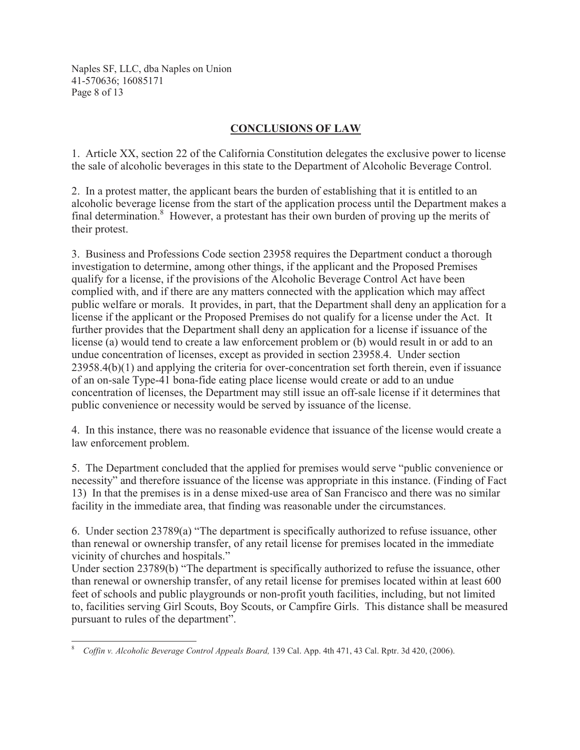## CONCLUSIONS OF LAW

1. Article XX, section 22 of the California Constitution delegates the exclusive power to license the sale of alcoholic beverages in this state to the Department of Alcoholic Beverage Control.

2. In a protest matter, the applicant bears the burden of establishing that it is entitled to an alcoholic beverage license from the start of the application process until the Department makes a final determination.[8] However, a protestant has their own burden of proving up the merits of their protest.

3. Business and Professions Code section 23958 requires the Department conduct a thorough investigation to determine, among other things, if the applicant and the Proposed Premises qualify for a license, if the provisions of the Alcoholic Beverage Control Act have been complied with, and if there are any matters connected with the application which may affect public welfare or morals. It provides, in part, that the Department shall deny an application for a license if the applicant or the Proposed Premises do not qualify for a license under the Act. It further provides that the Department shall deny an application for a license if issuance of the license (a) would tend to create a law enforcement problem or (b) would result in or add to an undue concentration of licenses, except as provided in section 23958.4. Under section 23958.4(b)(1) and applying the criteria for over-concentration set forth therein, even if issuance of an on-sale Type-41 bona-fide eating place license would create or add to an undue concentration of licenses, the Department may still issue an off-sale license if it determines that public convenience or necessity would be served by issuance of the license.

4. In this instance, there was no reasonable evidence that issuance of the license would create a law enforcement problem.

5. The Department concluded that the applied for premises would serve "public convenience or necessity" and therefore issuance of the license was appropriate in this instance. (Finding of Fact 13) In that the premises is in a dense mixed-use area of San Francisco and there was no similar facility in the immediate area, that finding was reasonable under the circumstances.

6. Under section 23789(a) "The department is specifically authorized to refuse issuance, other than renewal or ownership transfer, of any retail license for premises located in the immediate vicinity of churches and hospitals."

Under section 23789(b) "The department is specifically authorized to refuse the issuance, other than renewal or ownership transfer, of any retail license for premises located within at least 600 feet of schools and public playgrounds or non-profit youth facilities, including, but not limited to, facilities serving Girl Scouts, Boy Scouts, or Campfire Girls. This distance shall be measured pursuant to rules of the department".

---

[8] *Coffin v. Alcoholic Beverage Control Appeals Board,* 139 Cal. App. 4th 471, 43 Cal. Rptr. 3d 420, (2006).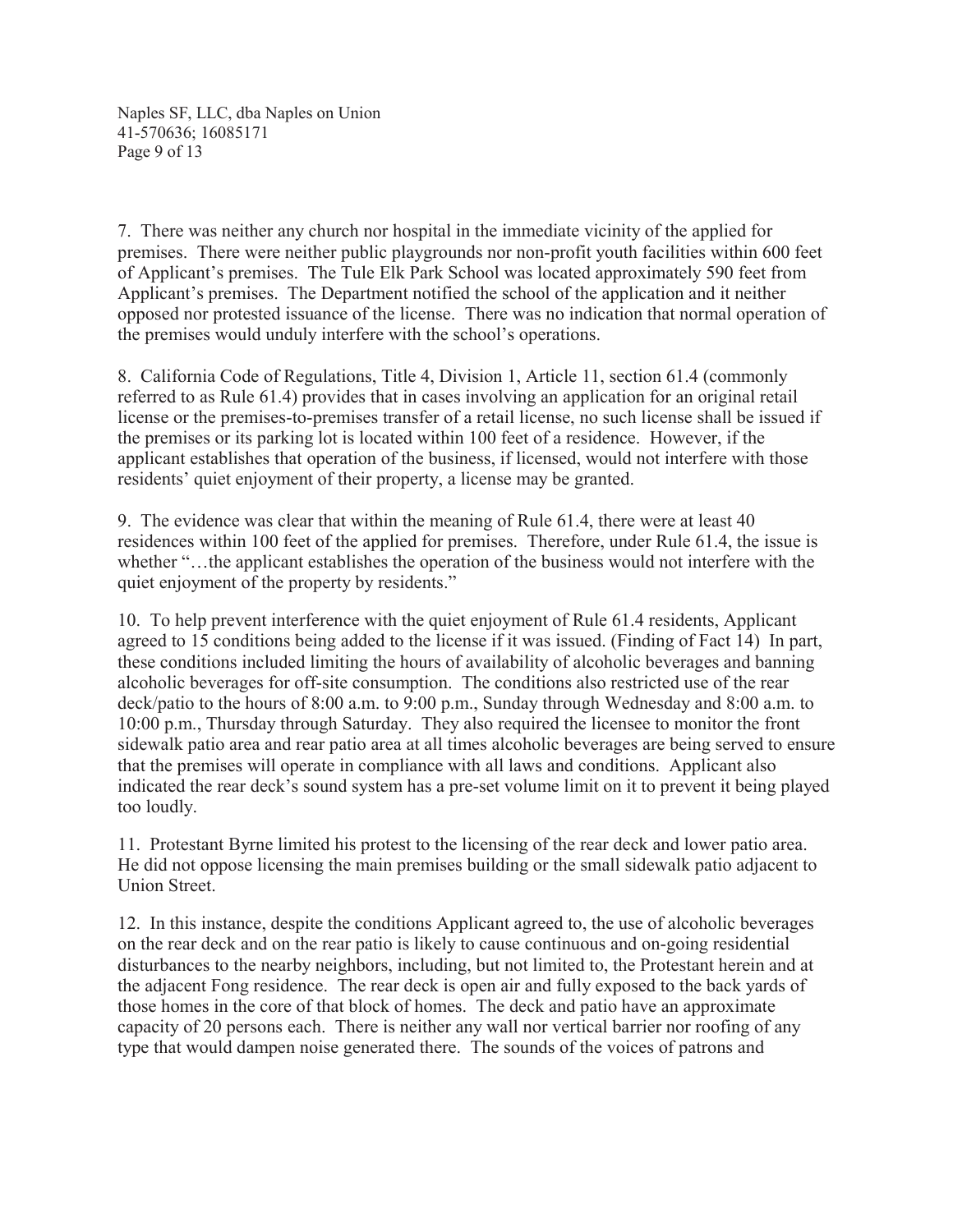7. There was neither any church nor hospital in the immediate vicinity of the applied for premises. There were neither public playgrounds nor non-profit youth facilities within 600 feet of Applicant's premises. The Tule Elk Park School was located approximately 590 feet from Applicant's premises. The Department notified the school of the application and it neither opposed nor protested issuance of the license. There was no indication that normal operation of the premises would unduly interfere with the school's operations.

8. California Code of Regulations, Title 4, Division 1, Article 11, section 61.4 (commonly referred to as Rule 61.4) provides that in cases involving an application for an original retail license or the premises-to-premises transfer of a retail license, no such license shall be issued if the premises or its parking lot is located within 100 feet of a residence. However, if the applicant establishes that operation of the business, if licensed, would not interfere with those residents' quiet enjoyment of their property, a license may be granted.

9. The evidence was clear that within the meaning of Rule 61.4, there were at least 40 residences within 100 feet of the applied for premises. Therefore, under Rule 61.4, the issue is whether "…the applicant establishes the operation of the business would not interfere with the quiet enjoyment of the property by residents."

10. To help prevent interference with the quiet enjoyment of Rule 61.4 residents, Applicant agreed to 15 conditions being added to the license if it was issued. (Finding of Fact 14) In part, these conditions included limiting the hours of availability of alcoholic beverages and banning alcoholic beverages for off-site consumption. The conditions also restricted use of the rear deck/patio to the hours of 8:00 a.m. to 9:00 p.m., Sunday through Wednesday and 8:00 a.m. to 10:00 p.m., Thursday through Saturday. They also required the licensee to monitor the front sidewalk patio area and rear patio area at all times alcoholic beverages are being served to ensure that the premises will operate in compliance with all laws and conditions. Applicant also indicated the rear deck's sound system has a pre-set volume limit on it to prevent it being played too loudly.

11. Protestant Byrne limited his protest to the licensing of the rear deck and lower patio area. He did not oppose licensing the main premises building or the small sidewalk patio adjacent to Union Street.

12. In this instance, despite the conditions Applicant agreed to, the use of alcoholic beverages on the rear deck and on the rear patio is likely to cause continuous and on-going residential disturbances to the nearby neighbors, including, but not limited to, the Protestant herein and at the adjacent Fong residence. The rear deck is open air and fully exposed to the back yards of those homes in the core of that block of homes. The deck and patio have an approximate capacity of 20 persons each. There is neither any wall nor vertical barrier nor roofing of any type that would dampen noise generated there. The sounds of the voices of patrons and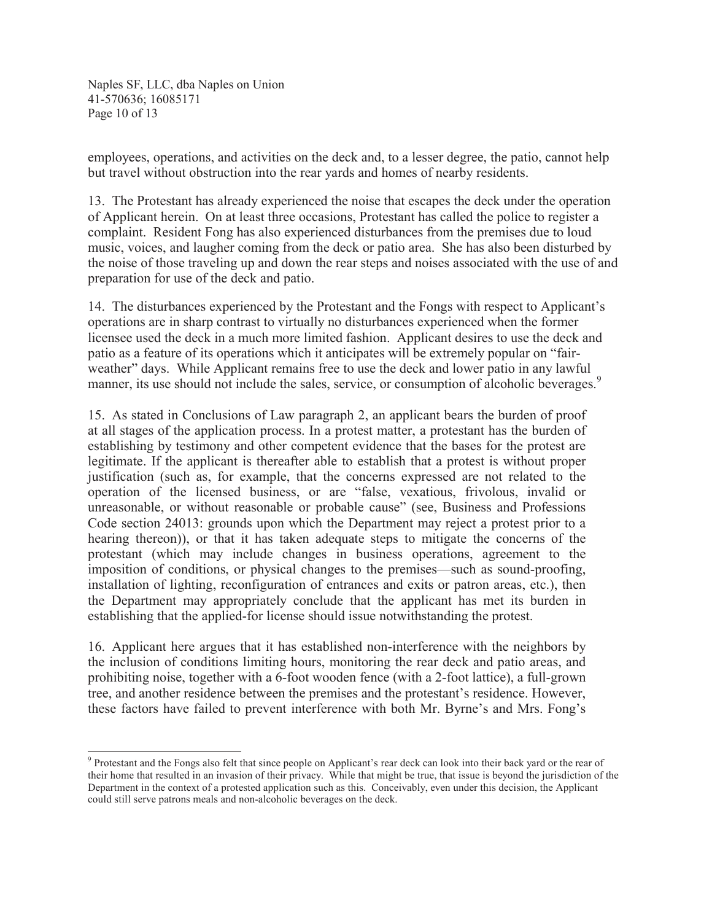employees, operations, and activities on the deck and, to a lesser degree, the patio, cannot help but travel without obstruction into the rear yards and homes of nearby residents.

13. The Protestant has already experienced the noise that escapes the deck under the operation of Applicant herein. On at least three occasions, Protestant has called the police to register a complaint. Resident Fong has also experienced disturbances from the premises due to loud music, voices, and laugher coming from the deck or patio area. She has also been disturbed by the noise of those traveling up and down the rear steps and noises associated with the use of and preparation for use of the deck and patio.

14. The disturbances experienced by the Protestant and the Fongs with respect to Applicant's operations are in sharp contrast to virtually no disturbances experienced when the former licensee used the deck in a much more limited fashion. Applicant desires to use the deck and patio as a feature of its operations which it anticipates will be extremely popular on "fair-weather" days. While Applicant remains free to use the deck and lower patio in any lawful manner, its use should not include the sales, service, or consumption of alcoholic beverages.[9]

15. As stated in Conclusions of Law paragraph 2, an applicant bears the burden of proof at all stages of the application process. In a protest matter, a protestant has the burden of establishing by testimony and other competent evidence that the bases for the protest are legitimate. If the applicant is thereafter able to establish that a protest is without proper justification (such as, for example, that the concerns expressed are not related to the operation of the licensed business, or are "false, vexatious, frivolous, invalid or unreasonable, or without reasonable or probable cause" (see, Business and Professions Code section 24013: grounds upon which the Department may reject a protest prior to a hearing thereon)), or that it has taken adequate steps to mitigate the concerns of the protestant (which may include changes in business operations, agreement to the imposition of conditions, or physical changes to the premises—such as sound-proofing, installation of lighting, reconfiguration of entrances and exits or patron areas, etc.), then the Department may appropriately conclude that the applicant has met its burden in establishing that the applied-for license should issue notwithstanding the protest.

16. Applicant here argues that it has established non-interference with the neighbors by the inclusion of conditions limiting hours, monitoring the rear deck and patio areas, and prohibiting noise, together with a 6-foot wooden fence (with a 2-foot lattice), a full-grown tree, and another residence between the premises and the protestant's residence. However, these factors have failed to prevent interference with both Mr. Byrne's and Mrs. Fong's

[9] Protestant and the Fongs also felt that since people on Applicant's rear deck can look into their back yard or the rear of their home that resulted in an invasion of their privacy. While that might be true, that issue is beyond the jurisdiction of the Department in the context of a protested application such as this. Conceivably, even under this decision, the Applicant could still serve patrons meals and non-alcoholic beverages on the deck.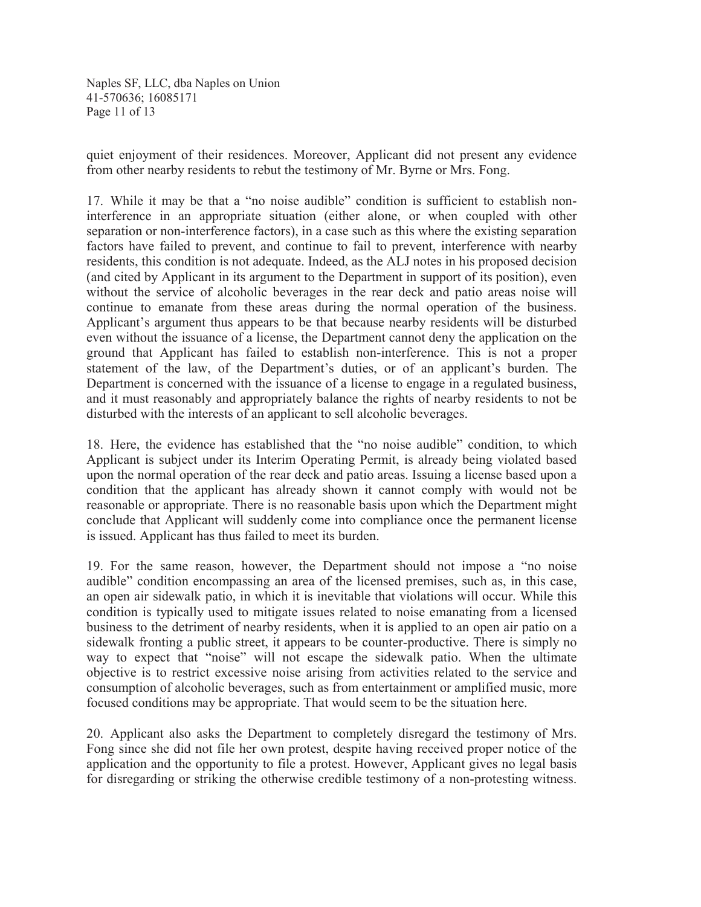quiet enjoyment of their residences. Moreover, Applicant did not present any evidence from other nearby residents to rebut the testimony of Mr. Byrne or Mrs. Fong.

17. While it may be that a "no noise audible" condition is sufficient to establish non-interference in an appropriate situation (either alone, or when coupled with other separation or non-interference factors), in a case such as this where the existing separation factors have failed to prevent, and continue to fail to prevent, interference with nearby residents, this condition is not adequate. Indeed, as the ALJ notes in his proposed decision (and cited by Applicant in its argument to the Department in support of its position), even without the service of alcoholic beverages in the rear deck and patio areas noise will continue to emanate from these areas during the normal operation of the business. Applicant's argument thus appears to be that because nearby residents will be disturbed even without the issuance of a license, the Department cannot deny the application on the ground that Applicant has failed to establish non-interference. This is not a proper statement of the law, of the Department's duties, or of an applicant's burden. The Department is concerned with the issuance of a license to engage in a regulated business, and it must reasonably and appropriately balance the rights of nearby residents to not be disturbed with the interests of an applicant to sell alcoholic beverages.

18. Here, the evidence has established that the "no noise audible" condition, to which Applicant is subject under its Interim Operating Permit, is already being violated based upon the normal operation of the rear deck and patio areas. Issuing a license based upon a condition that the applicant has already shown it cannot comply with would not be reasonable or appropriate. There is no reasonable basis upon which the Department might conclude that Applicant will suddenly come into compliance once the permanent license is issued. Applicant has thus failed to meet its burden.

19. For the same reason, however, the Department should not impose a "no noise audible" condition encompassing an area of the licensed premises, such as, in this case, an open air sidewalk patio, in which it is inevitable that violations will occur. While this condition is typically used to mitigate issues related to noise emanating from a licensed business to the detriment of nearby residents, when it is applied to an open air patio on a sidewalk fronting a public street, it appears to be counter-productive. There is simply no way to expect that "noise" will not escape the sidewalk patio. When the ultimate objective is to restrict excessive noise arising from activities related to the service and consumption of alcoholic beverages, such as from entertainment or amplified music, more focused conditions may be appropriate. That would seem to be the situation here.

20. Applicant also asks the Department to completely disregard the testimony of Mrs. Fong since she did not file her own protest, despite having received proper notice of the application and the opportunity to file a protest. However, Applicant gives no legal basis for disregarding or striking the otherwise credible testimony of a non-protesting witness.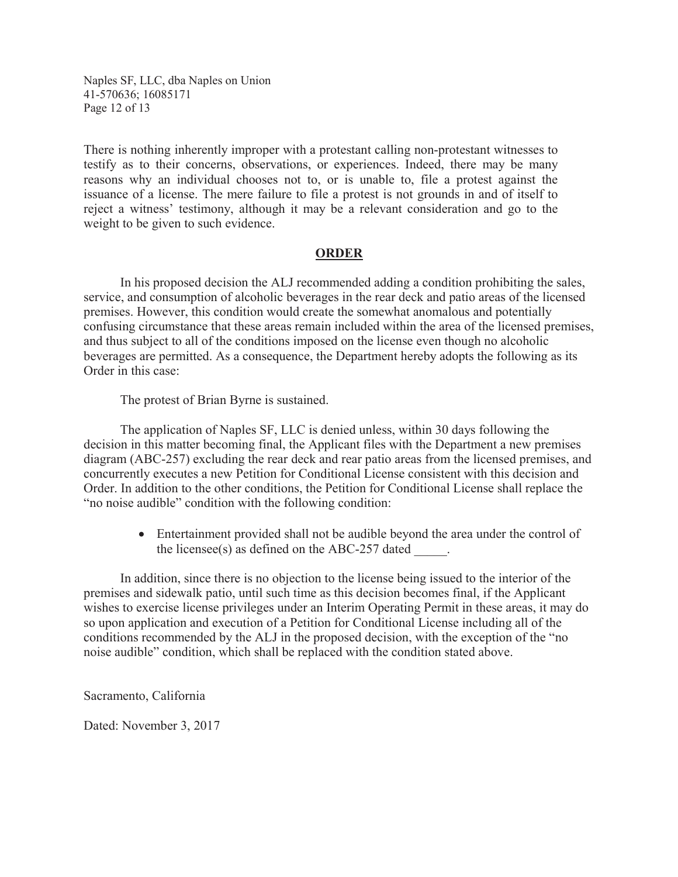There is nothing inherently improper with a protestant calling non-protestant witnesses to testify as to their concerns, observations, or experiences. Indeed, there may be many reasons why an individual chooses not to, or is unable to, file a protest against the issuance of a license. The mere failure to file a protest is not grounds in and of itself to reject a witness' testimony, although it may be a relevant consideration and go to the weight to be given to such evidence.

## ORDER

In his proposed decision the ALJ recommended adding a condition prohibiting the sales, service, and consumption of alcoholic beverages in the rear deck and patio areas of the licensed premises. However, this condition would create the somewhat anomalous and potentially confusing circumstance that these areas remain included within the area of the licensed premises, and thus subject to all of the conditions imposed on the license even though no alcoholic beverages are permitted. As a consequence, the Department hereby adopts the following as its Order in this case:

The protest of Brian Byrne is sustained.

The application of Naples SF, LLC is denied unless, within 30 days following the decision in this matter becoming final, the Applicant files with the Department a new premises diagram (ABC-257) excluding the rear deck and rear patio areas from the licensed premises, and concurrently executes a new Petition for Conditional License consistent with this decision and Order. In addition to the other conditions, the Petition for Conditional License shall replace the "no noise audible" condition with the following condition:

- Entertainment provided shall not be audible beyond the area under the control of the licensee(s) as defined on the ABC-257 dated _____.

In addition, since there is no objection to the license being issued to the interior of the premises and sidewalk patio, until such time as this decision becomes final, if the Applicant wishes to exercise license privileges under an Interim Operating Permit in these areas, it may do so upon application and execution of a Petition for Conditional License including all of the conditions recommended by the ALJ in the proposed decision, with the exception of the "no noise audible" condition, which shall be replaced with the condition stated above.

Sacramento, California

Dated: November 3, 2017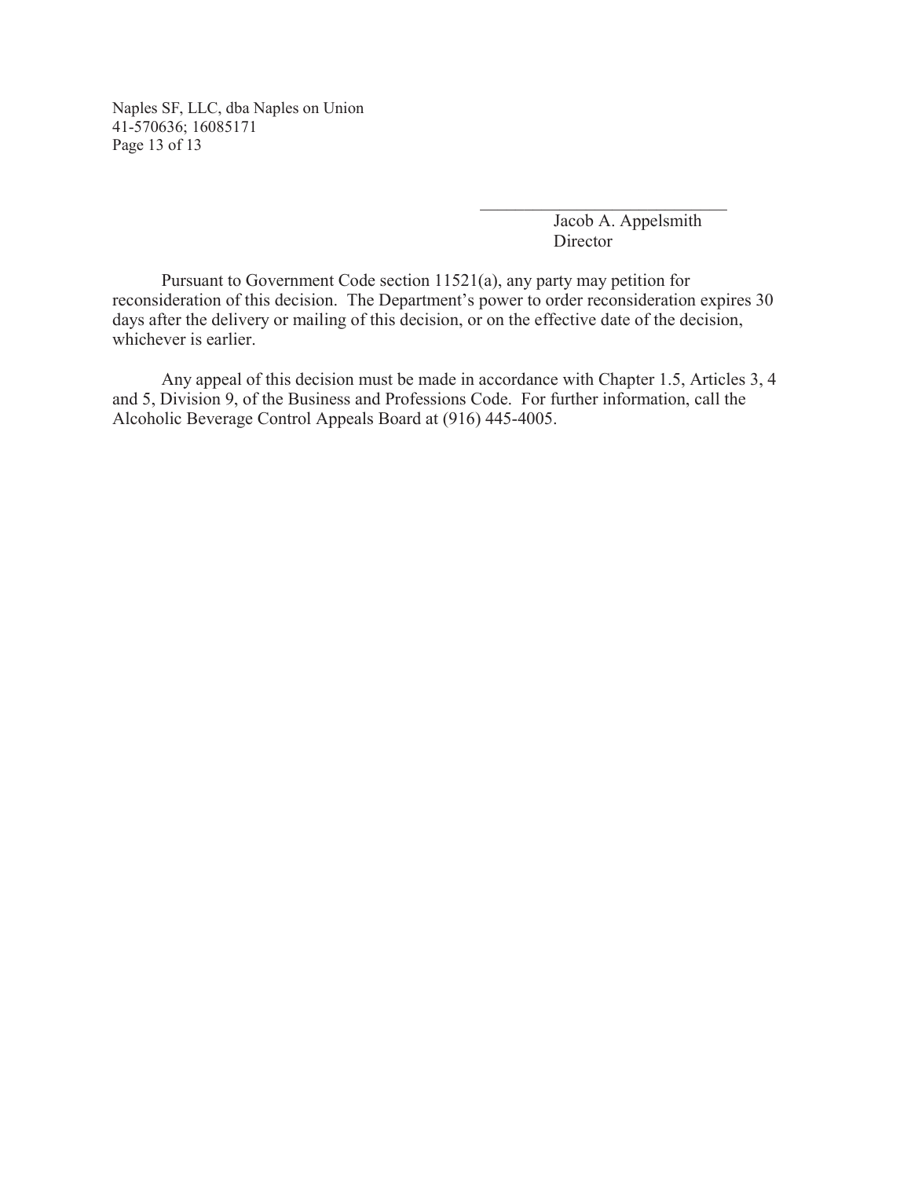\_\_\_\_\_\_\_\_\_\_\_\_\_\_\_\_\_\_\_\_\_\_\_\_\_\_\_\_\_\_

Jacob A. Appelsmith
Director

Pursuant to Government Code section 11521(a), any party may petition for reconsideration of this decision. The Department's power to order reconsideration expires 30 days after the delivery or mailing of this decision, or on the effective date of the decision, whichever is earlier.

Any appeal of this decision must be made in accordance with Chapter 1.5, Articles 3, 4 and 5, Division 9, of the Business and Professions Code. For further information, call the Alcoholic Beverage Control Appeals Board at (916) 445-4005.